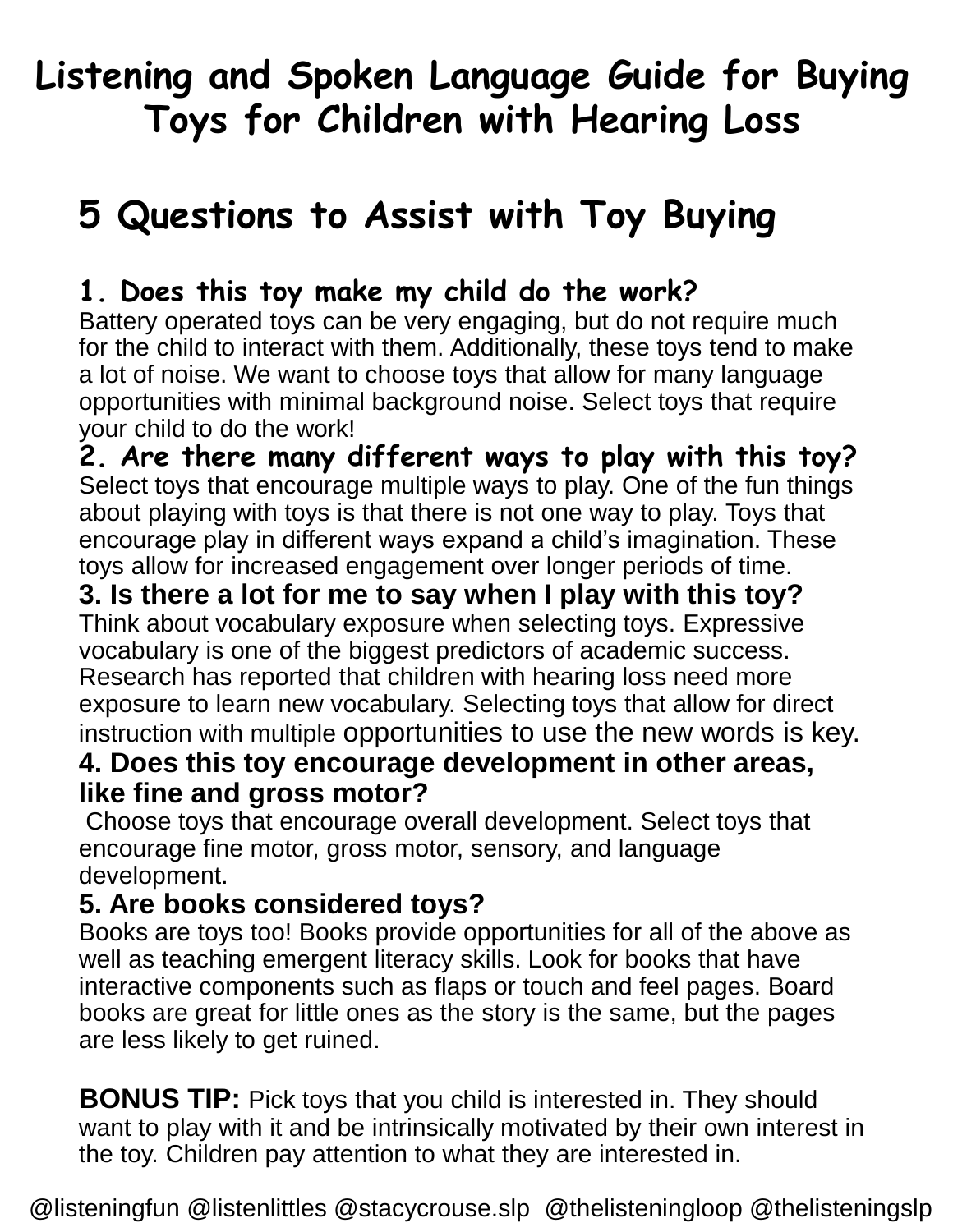# Listening and Spoken Language Guide for Buying Toys for Children with Hearing Loss

## 5 Questions to Assist with Toy Buying

### 1. Does this toy make my child do the work?

Battery operated toys can be very engaging, but do not require much for the child to interact with them. Additionally, these toys tend to make a lot of noise. We want to choose toys that allow for many language opportunities with minimal background noise. Select toys that require your child to do the work!

### 2. Are there many different ways to play with this toy?

Select toys that encourage multiple ways to play. One of the fun things about playing with toys is that there is not one way to play. Toys that encourage play in different ways expand a child's imagination. These toys allow for increased engagement over longer periods of time.

### 3. Is there a lot for me to say when I play with this toy?

Think about vocabulary exposure when selecting toys. Expressive vocabulary is one of the biggest predictors of academic success. Research has reported that children with hearing loss need more exposure to learn new vocabulary. Selecting toys that allow for direct instruction with multiple opportunities to use the new words is key.

### 4. Does this toy encourage development in other areas, like fine and gross motor?

Choose toys that encourage overall development. Select toys that encourage fine motor, gross motor, sensory, and language development.

### 5. Are books considered toys?

Books are toys too! Books provide opportunities for all of the above as well as teaching emergent literacy skills. Look for books that have interactive components such as flaps or touch and feel pages. Board books are great for little ones as the story is the same, but the pages are less likely to get ruined.

**BONUS TIP:** Pick toys that you child is interested in. They should want to play with it and be intrinsically motivated by their own interest in the toy. Children pay attention to what they are interested in.

@listeningfun @listenlittles @stacycrouse.slp @thelisteningloop @thelisteningslp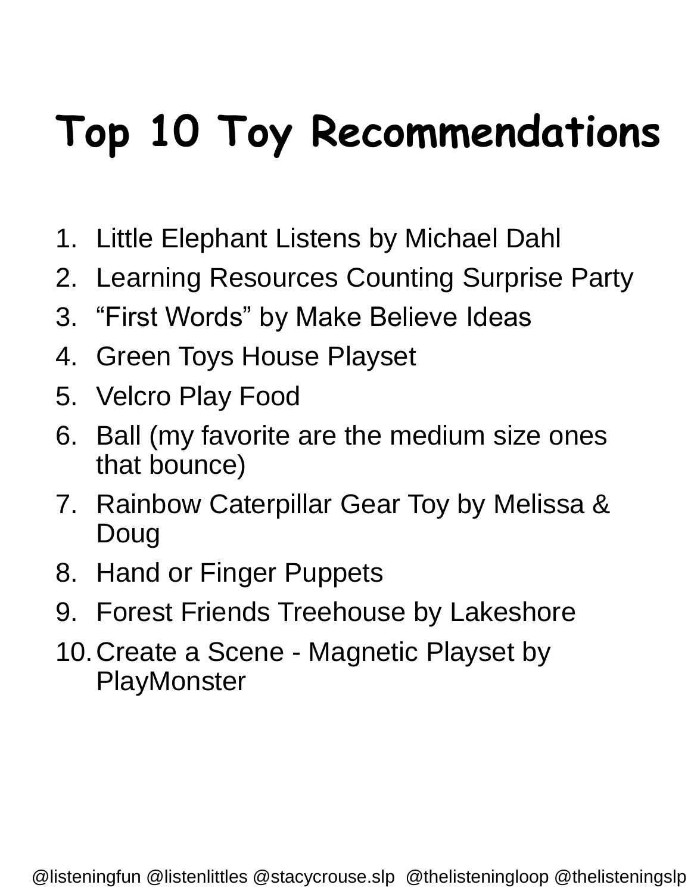# Top 10 Toy Recommendations

1. Little Elephant Listens by Michael Dahl
2. Learning Resources Counting Surprise Party
3. “First Words” by Make Believe Ideas
4. Green Toys House Playset
5. Velcro Play Food
6. Ball (my favorite are the medium size ones that bounce)
7. Rainbow Caterpillar Gear Toy by Melissa & Doug
8. Hand or Finger Puppets
9. Forest Friends Treehouse by Lakeshore
10. Create a Scene - Magnetic Playset by PlayMonster

@listeningfun @listenlittles @stacycrouse.slp @thelisteningloop @thelisteningslp